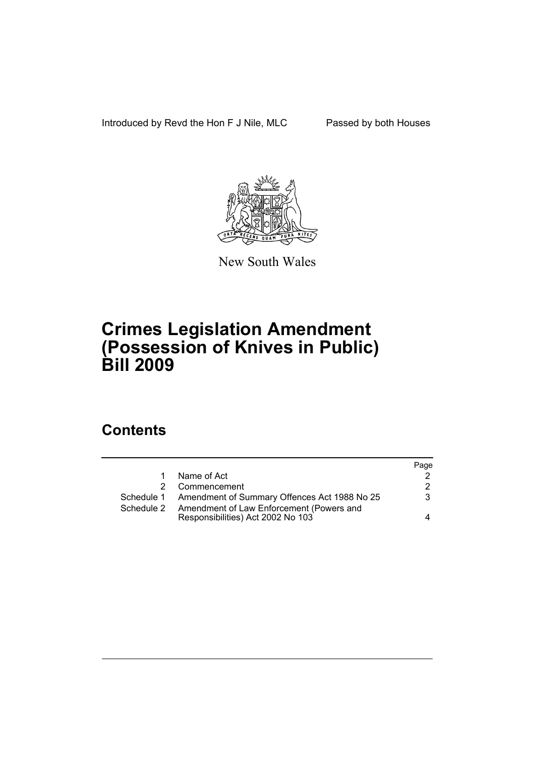Introduced by Revd the Hon F J Nile, MLC Passed by both Houses

New South Wales

# Crimes Legislation Amendment (Possession of Knives in Public) Bill 2009

## Contents

| | | Page |
|---|---|---|
| 1 | Name of Act | 2 |
| 2 | Commencement | 2 |
| Schedule 1 | Amendment of Summary Offences Act 1988 No 25 | 3 |
| Schedule 2 | Amendment of Law Enforcement (Powers and Responsibilities) Act 2002 No 103 | 4 |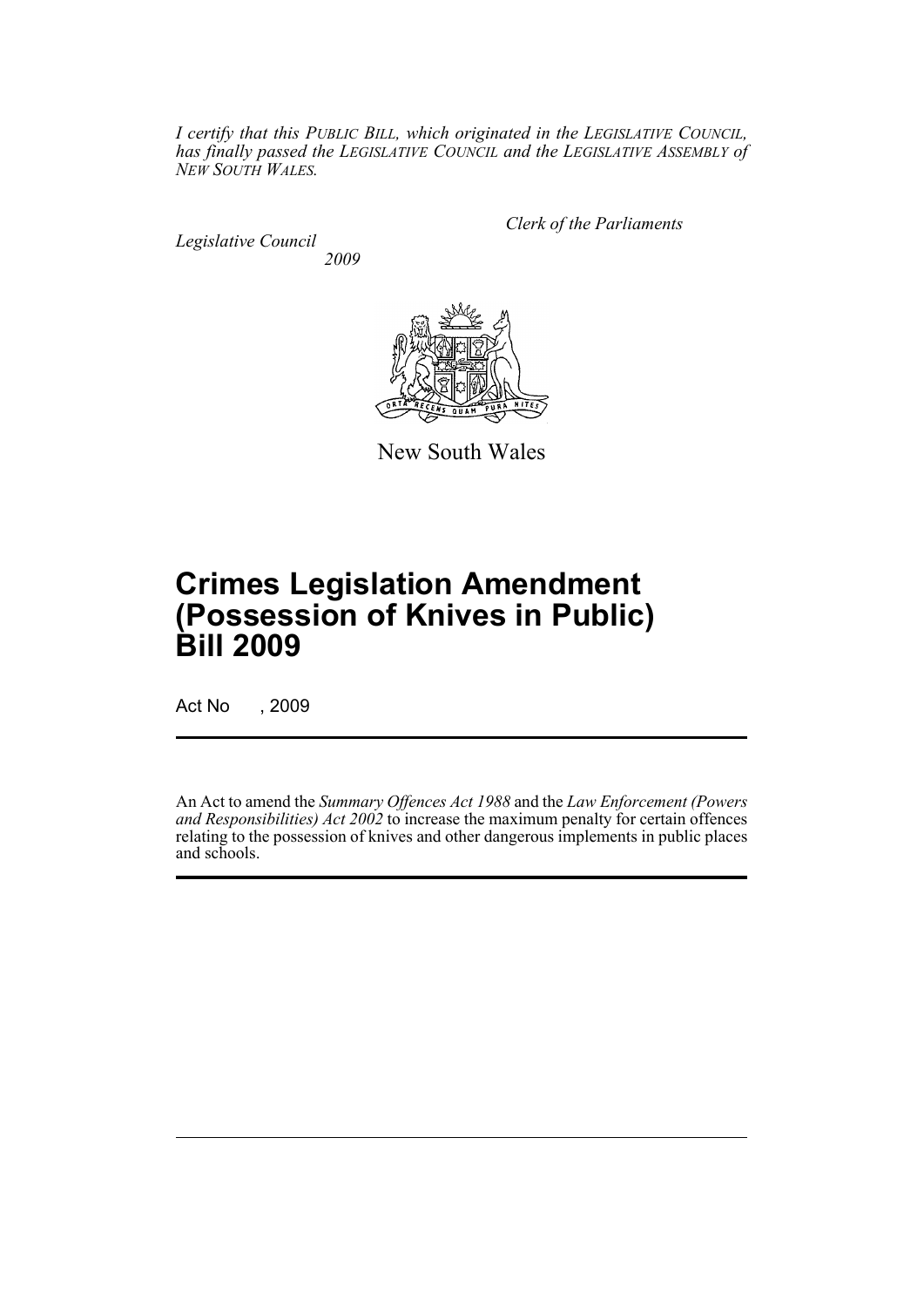*I certify that this PUBLIC BILL, which originated in the LEGISLATIVE COUNCIL, has finally passed the LEGISLATIVE COUNCIL and the LEGISLATIVE ASSEMBLY of NEW SOUTH WALES.*

*Clerk of the Parliaments*

*Legislative Council*
*2009*

New South Wales

# Crimes Legislation Amendment (Possession of Knives in Public) Bill 2009

Act No , 2009

An Act to amend the *Summary Offences Act 1988* and the *Law Enforcement (Powers and Responsibilities) Act 2002* to increase the maximum penalty for certain offences relating to the possession of knives and other dangerous implements in public places and schools.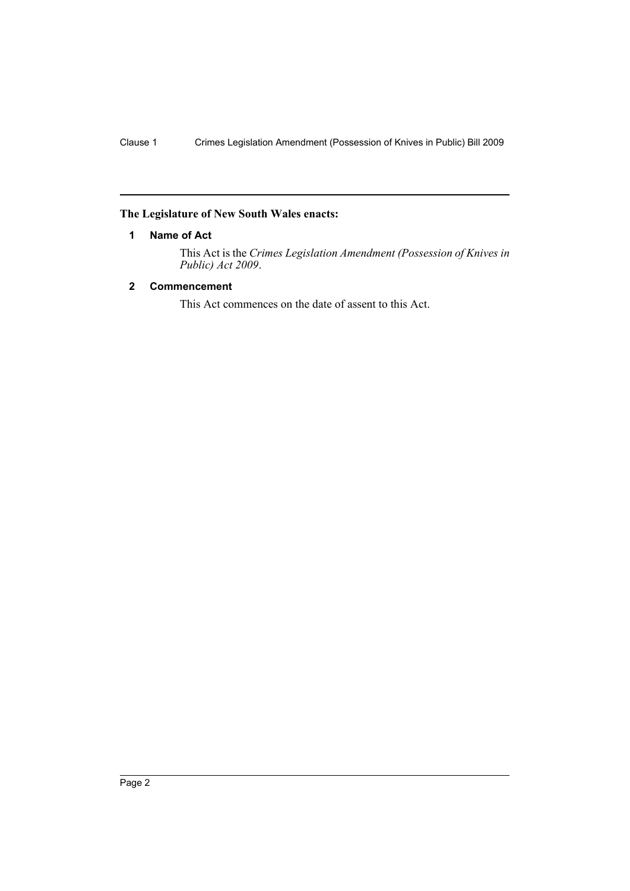## The Legislature of New South Wales enacts:

### 1 Name of Act

This Act is the *Crimes Legislation Amendment (Possession of Knives in Public) Act 2009*.

### 2 Commencement

This Act commences on the date of assent to this Act.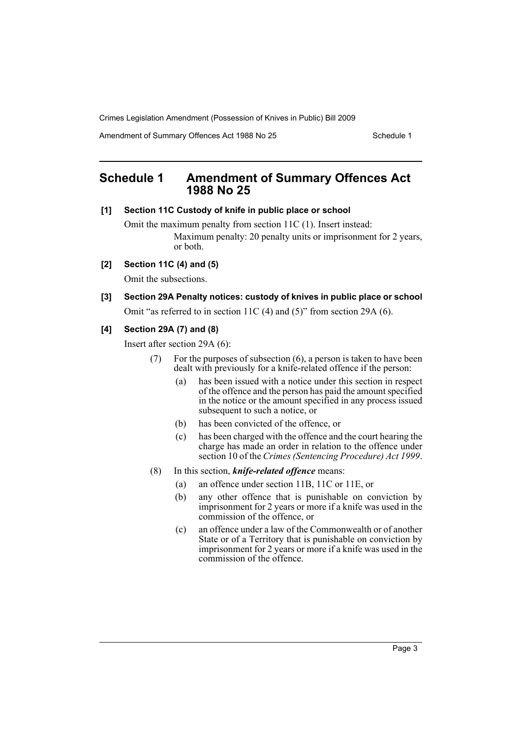# Schedule 1 Amendment of Summary Offences Act 1988 No 25

**[1] Section 11C Custody of knife in public place or school**

Omit the maximum penalty from section 11C (1). Insert instead:

Maximum penalty: 20 penalty units or imprisonment for 2 years, or both.

**[2] Section 11C (4) and (5)**

Omit the subsections.

**[3] Section 29A Penalty notices: custody of knives in public place or school**

Omit "as referred to in section 11C (4) and (5)" from section 29A (6).

**[4] Section 29A (7) and (8)**

Insert after section 29A (6):

(7) For the purposes of subsection (6), a person is taken to have been dealt with previously for a knife-related offence if the person:

- (a) has been issued with a notice under this section in respect of the offence and the person has paid the amount specified in the notice or the amount specified in any process issued subsequent to such a notice, or
- (b) has been convicted of the offence, or
- (c) has been charged with the offence and the court hearing the charge has made an order in relation to the offence under section 10 of the *Crimes (Sentencing Procedure) Act 1999*.

(8) In this section, ***knife-related offence*** means:

- (a) an offence under section 11B, 11C or 11E, or
- (b) any other offence that is punishable on conviction by imprisonment for 2 years or more if a knife was used in the commission of the offence, or
- (c) an offence under a law of the Commonwealth or of another State or of a Territory that is punishable on conviction by imprisonment for 2 years or more if a knife was used in the commission of the offence.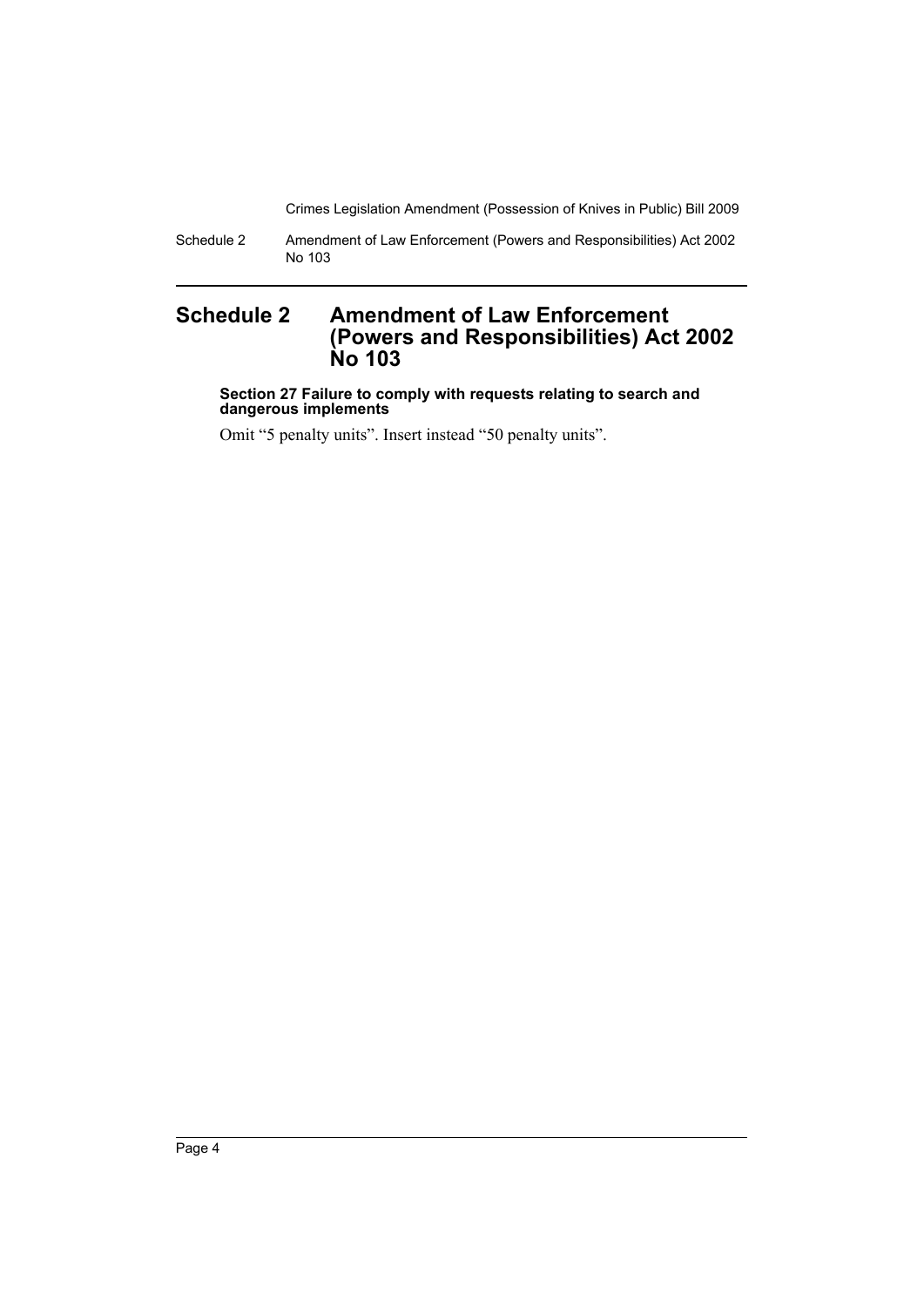# Schedule 2 Amendment of Law Enforcement (Powers and Responsibilities) Act 2002 No 103

**Section 27 Failure to comply with requests relating to search and dangerous implements**

Omit "5 penalty units". Insert instead "50 penalty units".